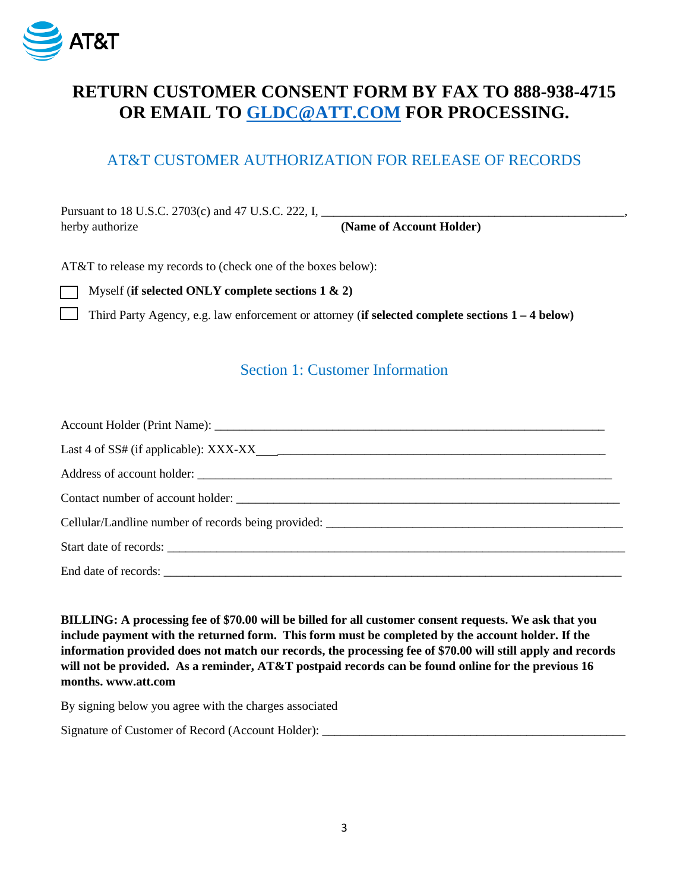AT&T

# RETURN CUSTOMER CONSENT FORM BY FAX TO 888-938-4715 OR EMAIL TO [GLDC@ATT.COM](mailto:GLDC@ATT.COM) FOR PROCESSING.

## AT&T CUSTOMER AUTHORIZATION FOR RELEASE OF RECORDS

Pursuant to 18 U.S.C. 2703(c) and 47 U.S.C. 222, I, __________________________________________________, herby authorize **(Name of Account Holder)**

AT&T to release my records to (check one of the boxes below):

☐ Myself (**if selected ONLY complete sections 1 & 2)**

☐ Third Party Agency, e.g. law enforcement or attorney (**if selected complete sections 1 – 4 below)**

## Section 1: Customer Information

Account Holder (Print Name): ______________________________________________________________

Last 4 of SS# (if applicable): XXX-XX___________________________________________________________

Address of account holder: _________________________________________________________________

Contact number of account holder: ___________________________________________________________

Cellular/Landline number of records being provided: _______________________________________________

Start date of records: ______________________________________________________________________

End date of records: _______________________________________________________________________

**BILLING: A processing fee of $70.00 will be billed for all customer consent requests. We ask that you include payment with the returned form. This form must be completed by the account holder. If the information provided does not match our records, the processing fee of $70.00 will still apply and records will not be provided. As a reminder, AT&T postpaid records can be found online for the previous 16 months. www.att.com**

By signing below you agree with the charges associated

Signature of Customer of Record (Account Holder): ______________________________________________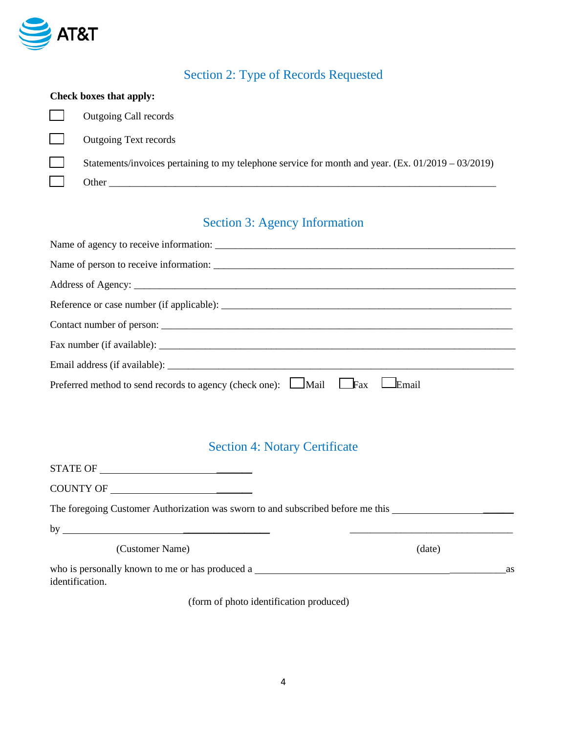## Section 2: Type of Records Requested

**Check boxes that apply:**

☐ Outgoing Call records

☐ Outgoing Text records

☐ Statements/invoices pertaining to my telephone service for month and year. (Ex. 01/2019 – 03/2019)

☐ Other ______________________________________________________________________________

## Section 3: Agency Information

Name of agency to receive information: ______________________________________________________________

Name of person to receive information: ______________________________________________________________

Address of Agency: ______________________________________________________________________________

Reference or case number (if applicable): ____________________________________________________________

Contact number of person: _______________________________________________________________________

Fax number (if available): _________________________________________________________________________

Email address (if available): _______________________________________________________________________

Preferred method to send records to agency (check one): ☐ Mail ☐ Fax ☐ Email

## Section 4: Notary Certificate

STATE OF ______________________________

COUNTY OF ____________________________

The foregoing Customer Authorization was sworn to and subscribed before me this _______________________

by __________________________________________ __________________________________

(Customer Name) (date)

who is personally known to me or has produced a ____________________________________________________ as identification.

(form of photo identification produced)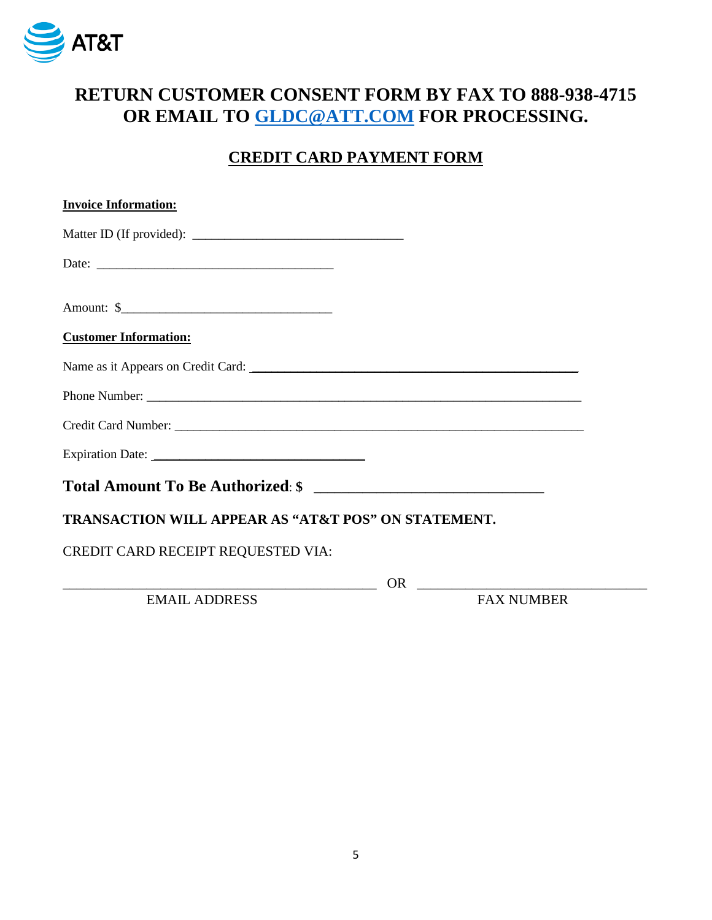AT&T

# RETURN CUSTOMER CONSENT FORM BY FAX TO 888-938-4715 OR EMAIL TO GLDC@ATT.COM FOR PROCESSING.

## CREDIT CARD PAYMENT FORM

**Invoice Information:**

Matter ID (If provided): ________________________________

Date: ____________________________________

Amount: $________________________________

**Customer Information:**

Name as it Appears on Credit Card: __________________________________________________

Phone Number: ____________________________________________________________________

Credit Card Number: _______________________________________________________________

Expiration Date: ________________________________

**Total Amount To Be Authorized: $ ______________________________**

**TRANSACTION WILL APPEAR AS "AT&T POS" ON STATEMENT.**

CREDIT CARD RECEIPT REQUESTED VIA:

_______________________________________________ OR _________________________________

EMAIL ADDRESS FAX NUMBER